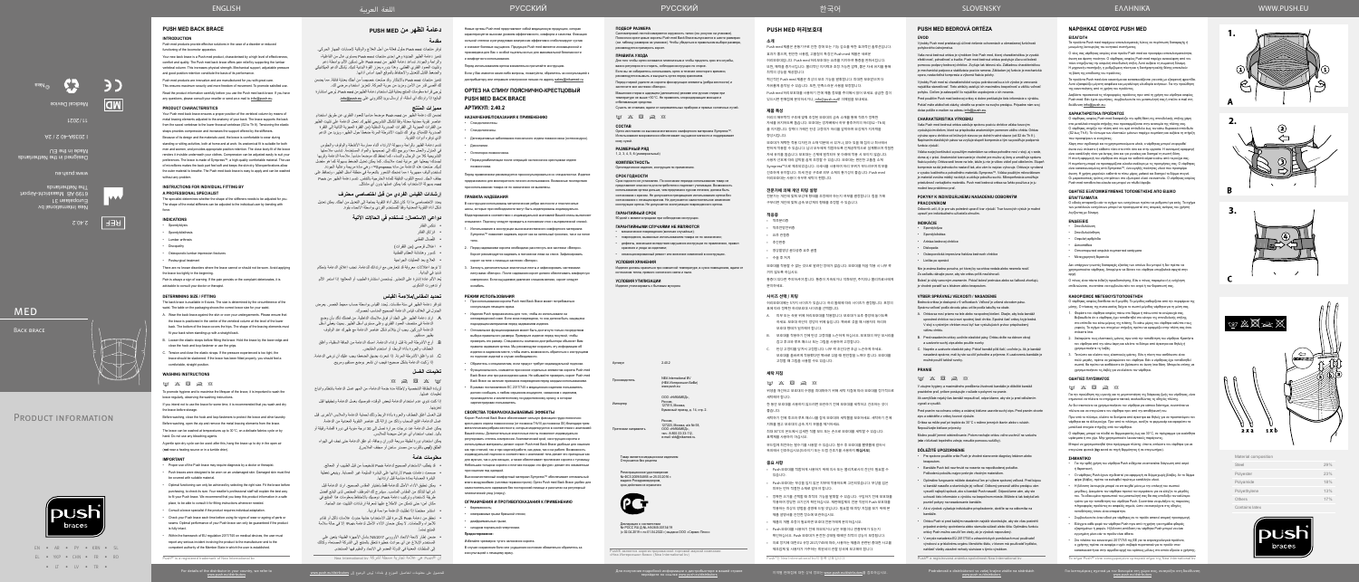MED

BACK BRACE

PRODUCT INFORMATION

push braces

# PUSH MED BACK BRACE

# PUSH MED BEDROVÁ ORTÉZA

www.push.eu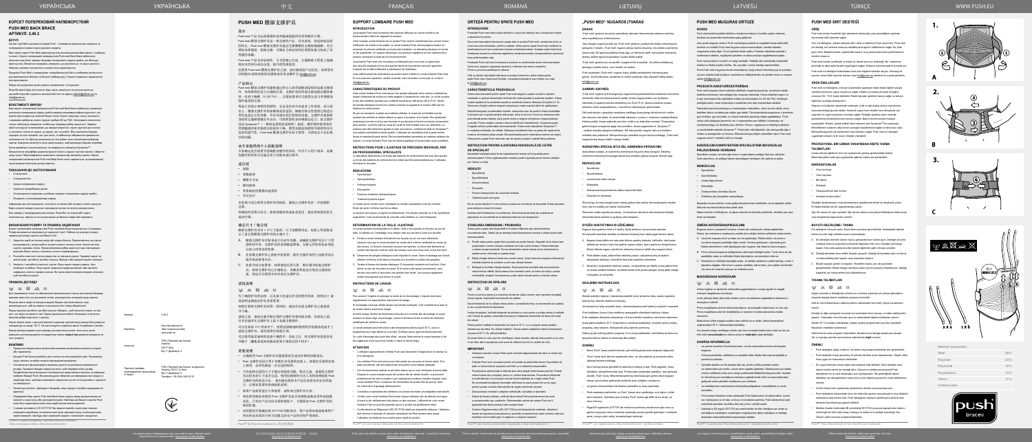# КОРСЕТ ПОПЕРЕКОВИЙ НАПІВЖОРСТКИЙ PUSH MED BACK BRACE

**АРТИКУЛ: 2.40.2**

# PUSH MED 腰部支撑护具

# SUPPORT LOMBAIRE PUSH MED

**ARTICLE: 2.40.2**

## INTRODUCTION

## CARACTÉRISTIQUES DU PRODUIT

## INSTRUCTIONS POUR L'AJUSTAGE DE PRÉCISION INDIVIDUEL PAR UN PROFESSIONNEL SPÉCIALISTE

## INDICATIONS

## DÉTERMINATION DE LA TAILLE / AJUSTAGE

## INSTRUCTIONS DE LAVAGE

## IMPORTANT

# ORTEZĂ PENTRU SPATE PUSH MED

## INTRODUCERE

## INDICAȚII

## IMPORTANT

# „PUSH MED" NUGAROS ĮTVARAS

## ĮVADAS

## INDIKACIJOS

## SVARBU

# PUSH MED MUGURAS ORTOZE

## IEVADS

## INDIKĀCIJAS

## SVARĪGA INFORMĀCIJA

# PUSH MED SIRT DESTEĞİ

## GİRİŞ

## ENDİKASYONLAR

## ÖNEMLİ

| | |
|---|---|
| Material composition | |
| Steel | 29% |
| Polyester | 23% |
| Polyamide | 16% |
| Polyethylene | 13% |
| Others | 17% |
| Contains latex | |